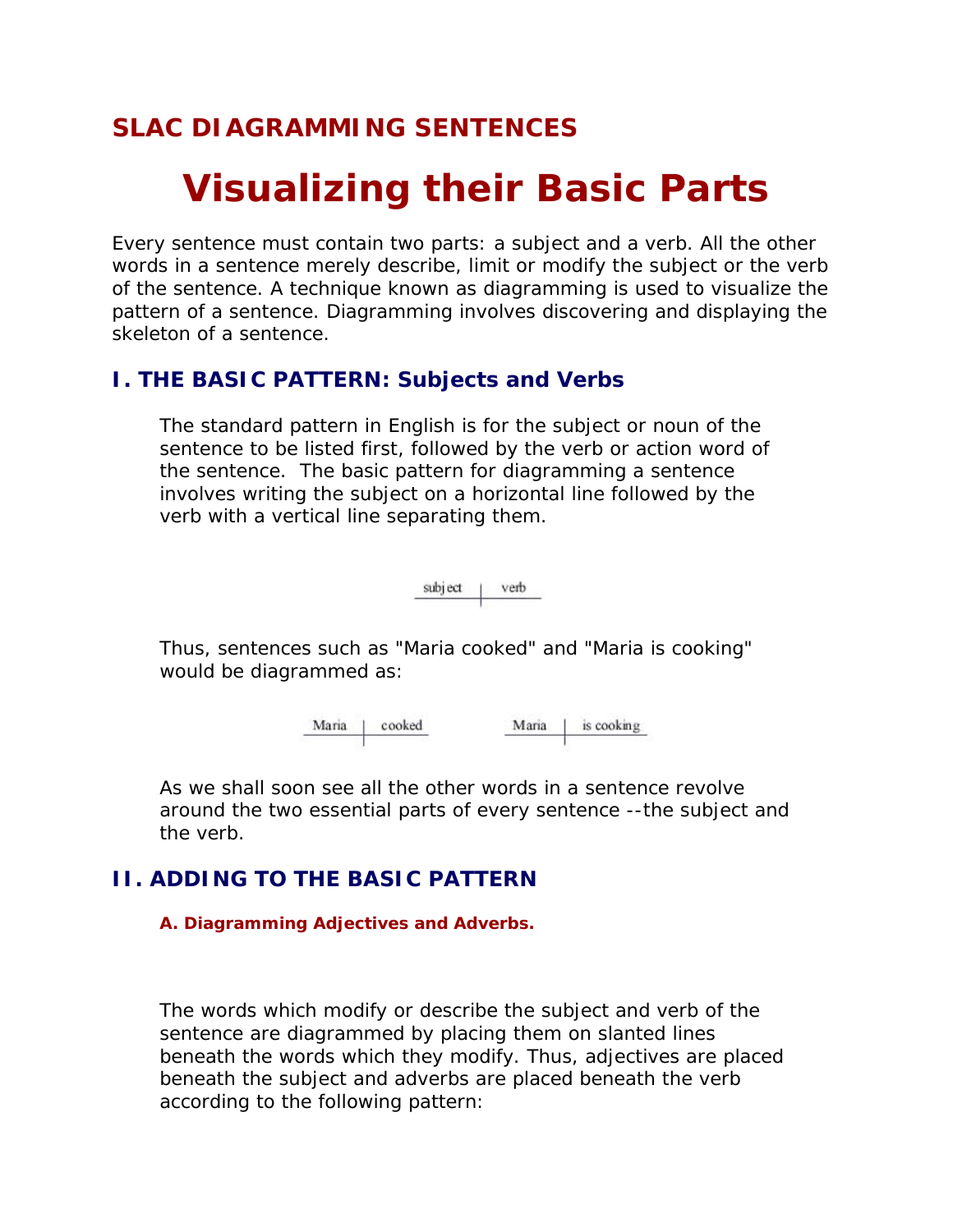# SLAC DIAGRAMMING SENTENCES

# Visualizing their Basic Parts

Every sentence must contain two parts: a subject and a verb. All the other words in a sentence merely describe, limit or modify the subject or the verb of the sentence. A technique known as diagramming is used to visualize the pattern of a sentence. Diagramming involves discovering and displaying the skeleton of a sentence.

## I. THE BASIC PATTERN: Subjects and Verbs

The standard pattern in English is for the subject or noun of the sentence to be listed first, followed by the verb or action word of the sentence. The basic pattern for diagramming a sentence involves writing the subject on a horizontal line followed by the verb with a vertical line separating them.

subject | verb

Thus, sentences such as "Maria cooked" and "Maria is cooking" would be diagrammed as:

Maria | cooked          Maria | is cooking

As we shall soon see all the other words in a sentence revolve around the two essential parts of every sentence --the subject and the verb.

## II. ADDING TO THE BASIC PATTERN

### A. Diagramming Adjectives and Adverbs.

The words which modify or describe the subject and verb of the sentence are diagrammed by placing them on slanted lines beneath the words which they modify. Thus, adjectives are placed beneath the subject and adverbs are placed beneath the verb according to the following pattern: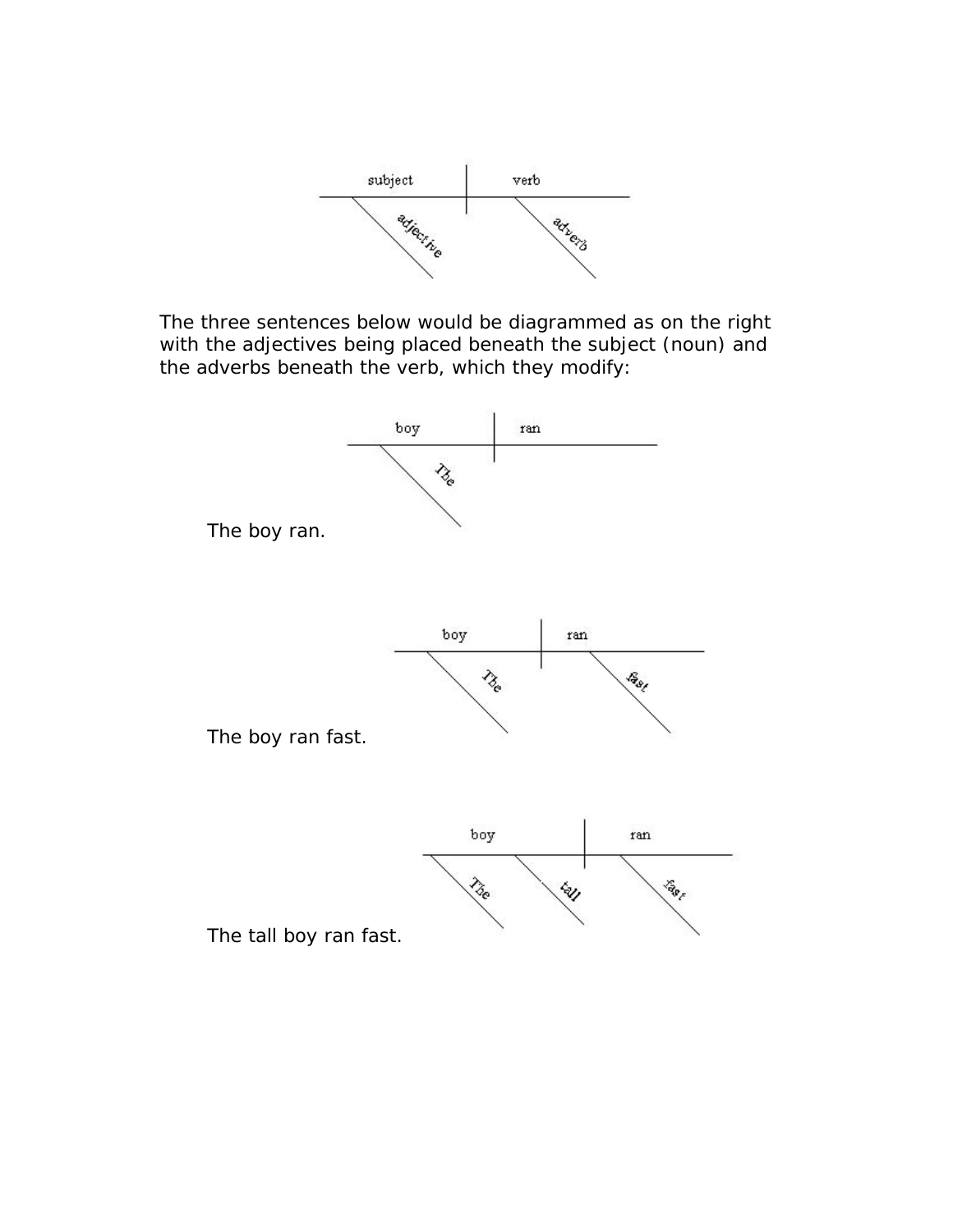The three sentences below would be diagrammed as on the right with the adjectives being placed beneath the subject (noun) and the adverbs beneath the verb, which they modify:

The boy ran.

The boy ran fast.

The tall boy ran fast.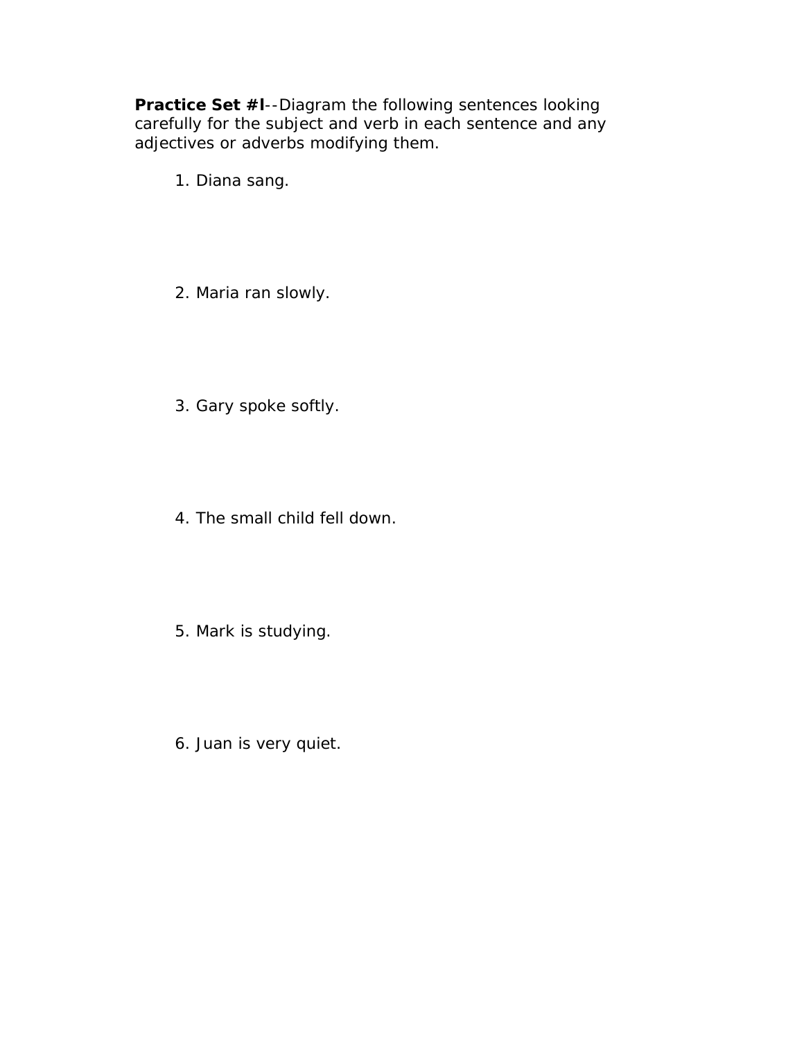**Practice Set #I**--Diagram the following sentences looking carefully for the subject and verb in each sentence and any adjectives or adverbs modifying them.

1. Diana sang.

2. Maria ran slowly.

3. Gary spoke softly.

4. The small child fell down.

5. Mark is studying.

6. Juan is very quiet.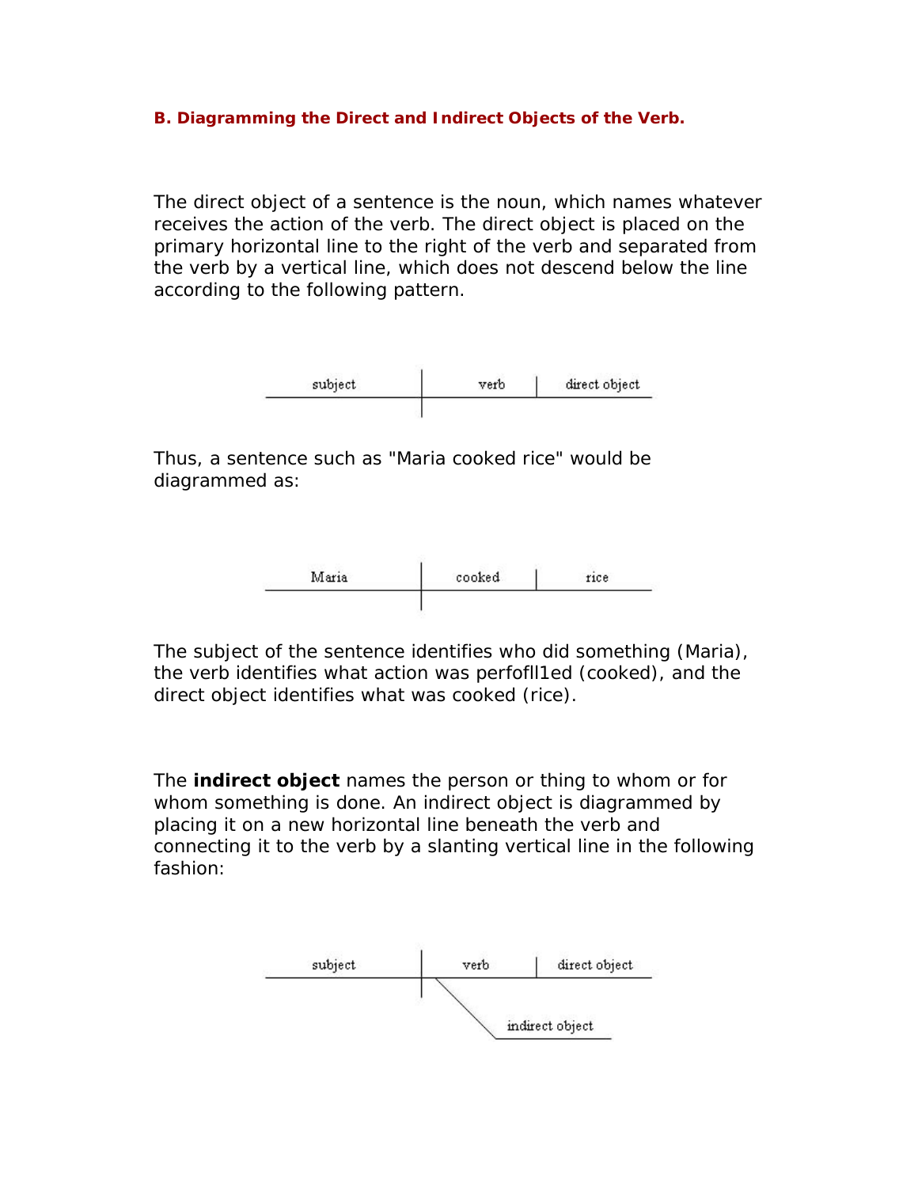### B. Diagramming the Direct and Indirect Objects of the Verb.

The direct object of a sentence is the noun, which names whatever receives the action of the verb. The direct object is placed on the primary horizontal line to the right of the verb and separated from the verb by a vertical line, which does not descend below the line according to the following pattern.

subject | verb | direct object

Thus, a sentence such as "Maria cooked rice" would be diagrammed as:

Maria | cooked | rice

The subject of the sentence identifies who did something (Maria), the verb identifies what action was perfofll1ed (cooked), and the direct object identifies what was cooked (rice).

The **indirect object** names the person or thing to whom or for whom something is done. An indirect object is diagrammed by placing it on a new horizontal line beneath the verb and connecting it to the verb by a slanting vertical line in the following fashion:

subject | verb | direct object

indirect object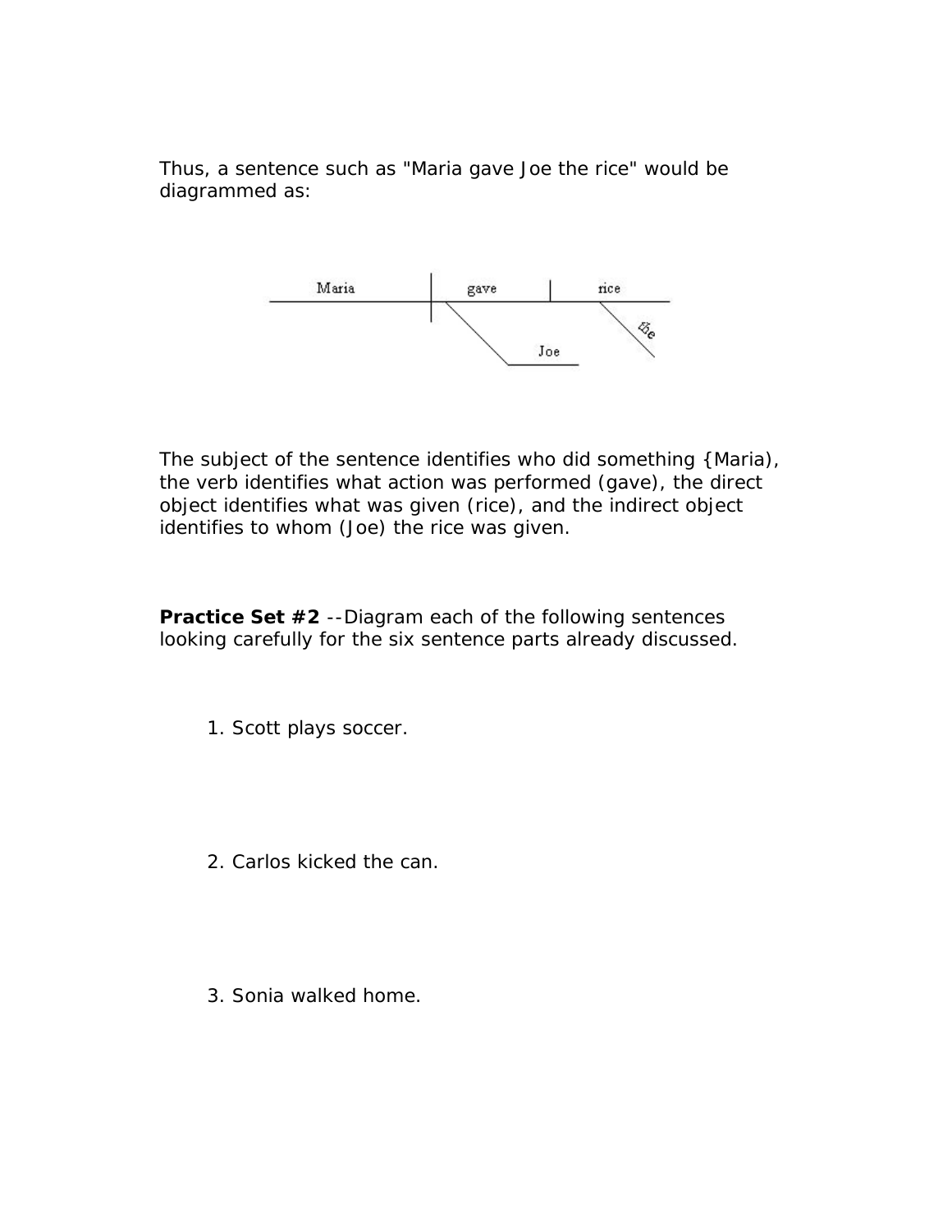Thus, a sentence such as "Maria gave Joe the rice" would be diagrammed as:

The subject of the sentence identifies who did something {Maria), the verb identifies what action was performed (gave), the direct object identifies what was given (rice), and the indirect object identifies to whom (Joe) the rice was given.

**Practice Set #2** --Diagram each of the following sentences looking carefully for the six sentence parts already discussed.

1. Scott plays soccer.

2. Carlos kicked the can.

3. Sonia walked home.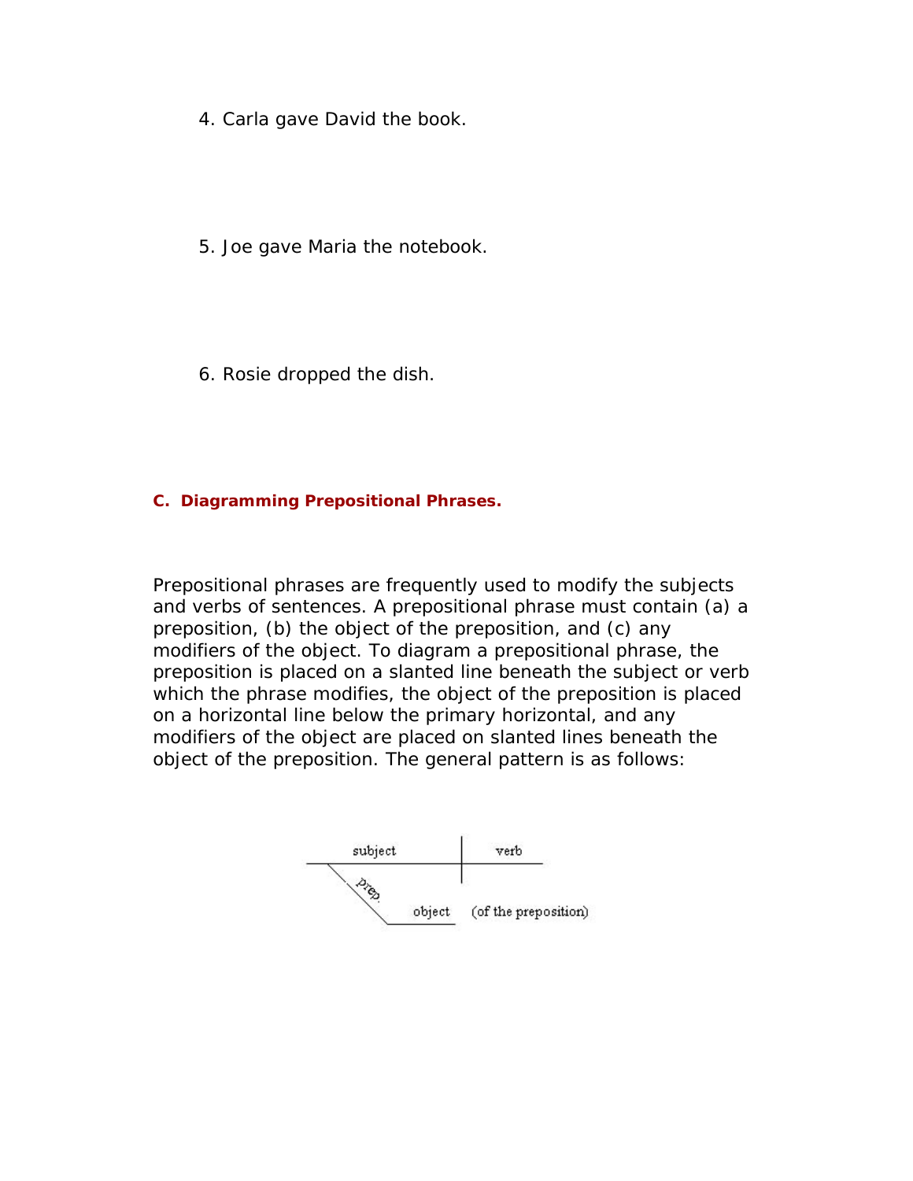4. Carla gave David the book.

5. Joe gave Maria the notebook.

6. Rosie dropped the dish.

### C. Diagramming Prepositional Phrases.

Prepositional phrases are frequently used to modify the subjects and verbs of sentences. A prepositional phrase must contain (a) a preposition, (b) the object of the preposition, and (c) any modifiers of the object. To diagram a prepositional phrase, the preposition is placed on a slanted line beneath the subject or verb which the phrase modifies, the object of the preposition is placed on a horizontal line below the primary horizontal, and any modifiers of the object are placed on slanted lines beneath the object of the preposition. The general pattern is as follows: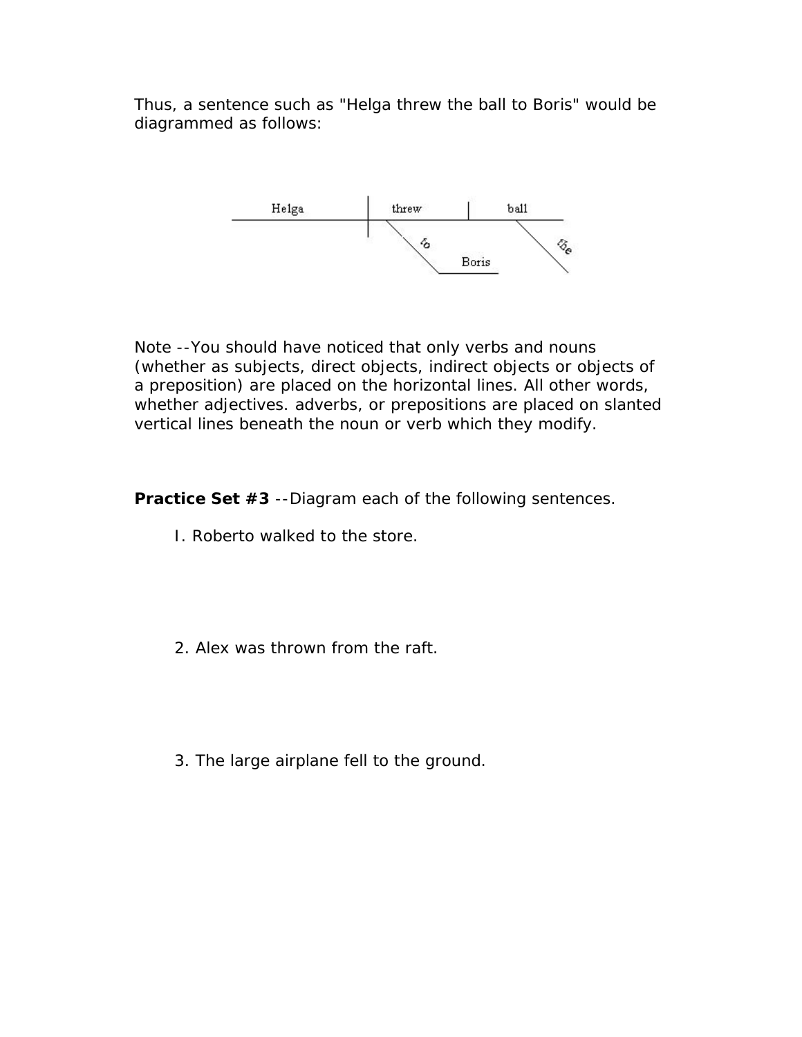Thus, a sentence such as "Helga threw the ball to Boris" would be diagrammed as follows:

Note --You should have noticed that only verbs and nouns (whether as subjects, direct objects, indirect objects or objects of a preposition) are placed on the horizontal lines. All other words, whether adjectives. adverbs, or prepositions are placed on slanted vertical lines beneath the noun or verb which they modify.

**Practice Set #3** --Diagram each of the following sentences.

I. Roberto walked to the store.

2. Alex was thrown from the raft.

3. The large airplane fell to the ground.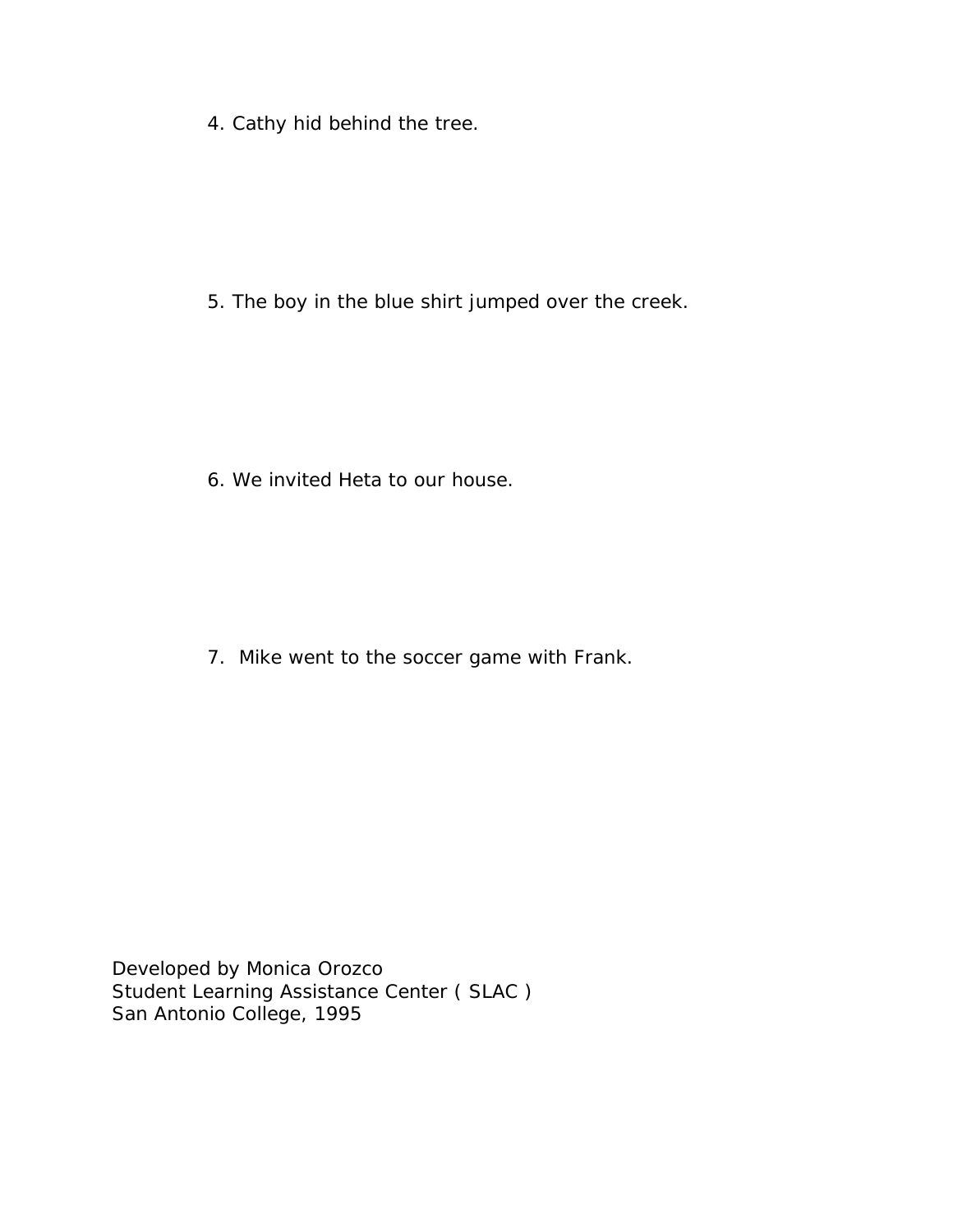4. Cathy hid behind the tree.

5. The boy in the blue shirt jumped over the creek.

6. We invited Heta to our house.

7. Mike went to the soccer game with Frank.

Developed by Monica Orozco  
Student Learning Assistance Center ( SLAC )  
San Antonio College, 1995